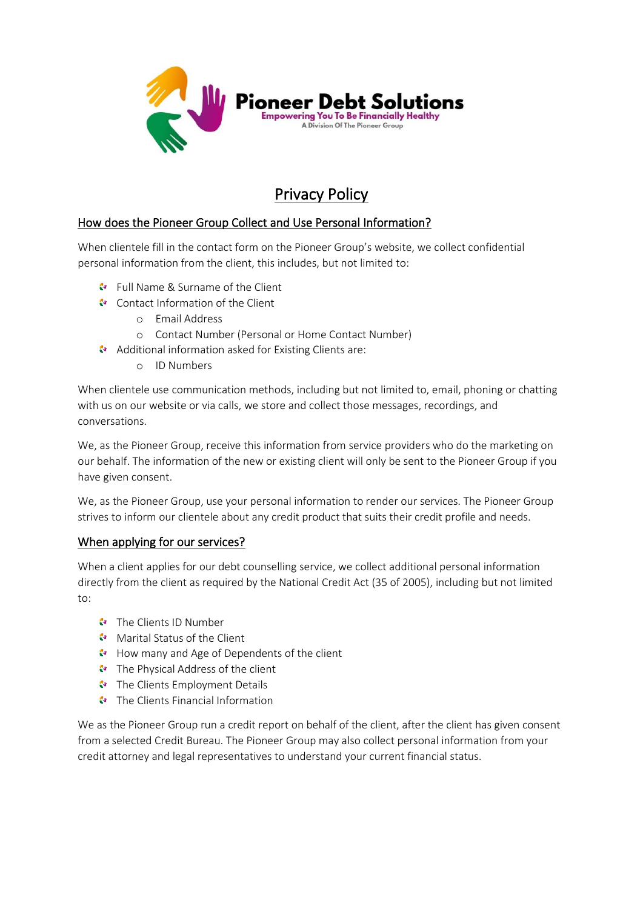**Pioneer Debt Solutions**
Empowering You To Be Financially Healthy
A Division Of The Pioneer Group

# Privacy Policy

## How does the Pioneer Group Collect and Use Personal Information?

When clientele fill in the contact form on the Pioneer Group's website, we collect confidential personal information from the client, this includes, but not limited to:

- Full Name & Surname of the Client
- Contact Information of the Client
  - Email Address
  - Contact Number (Personal or Home Contact Number)
- Additional information asked for Existing Clients are:
  - ID Numbers

When clientele use communication methods, including but not limited to, email, phoning or chatting with us on our website or via calls, we store and collect those messages, recordings, and conversations.

We, as the Pioneer Group, receive this information from service providers who do the marketing on our behalf. The information of the new or existing client will only be sent to the Pioneer Group if you have given consent.

We, as the Pioneer Group, use your personal information to render our services. The Pioneer Group strives to inform our clientele about any credit product that suits their credit profile and needs.

## When applying for our services?

When a client applies for our debt counselling service, we collect additional personal information directly from the client as required by the National Credit Act (35 of 2005), including but not limited to:

- The Clients ID Number
- Marital Status of the Client
- How many and Age of Dependents of the client
- The Physical Address of the client
- The Clients Employment Details
- The Clients Financial Information

We as the Pioneer Group run a credit report on behalf of the client, after the client has given consent from a selected Credit Bureau. The Pioneer Group may also collect personal information from your credit attorney and legal representatives to understand your current financial status.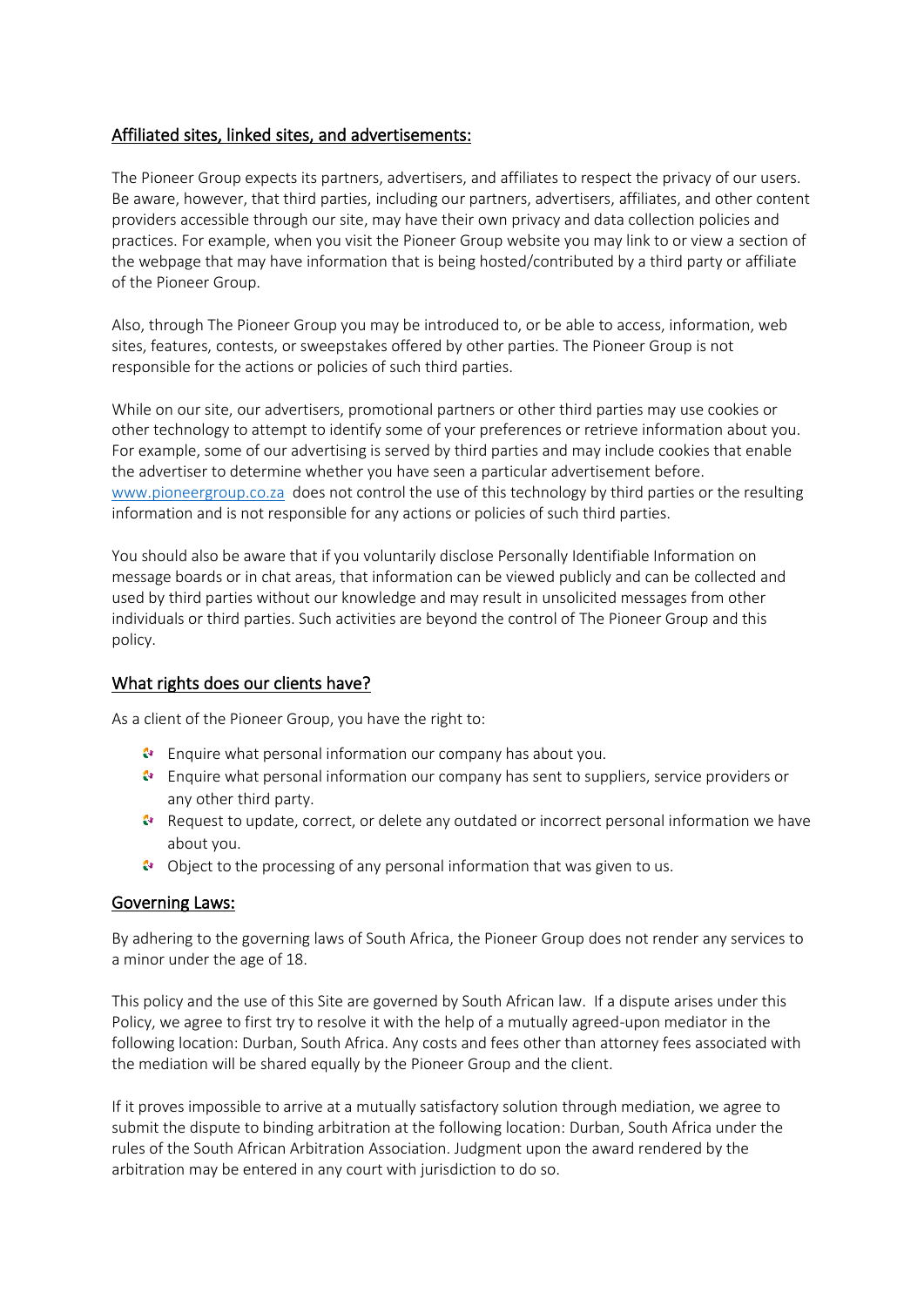## Affiliated sites, linked sites, and advertisements:

The Pioneer Group expects its partners, advertisers, and affiliates to respect the privacy of our users. Be aware, however, that third parties, including our partners, advertisers, affiliates, and other content providers accessible through our site, may have their own privacy and data collection policies and practices. For example, when you visit the Pioneer Group website you may link to or view a section of the webpage that may have information that is being hosted/contributed by a third party or affiliate of the Pioneer Group.

Also, through The Pioneer Group you may be introduced to, or be able to access, information, web sites, features, contests, or sweepstakes offered by other parties. The Pioneer Group is not responsible for the actions or policies of such third parties.

While on our site, our advertisers, promotional partners or other third parties may use cookies or other technology to attempt to identify some of your preferences or retrieve information about you. For example, some of our advertising is served by third parties and may include cookies that enable the advertiser to determine whether you have seen a particular advertisement before. www.pioneergroup.co.za does not control the use of this technology by third parties or the resulting information and is not responsible for any actions or policies of such third parties.

You should also be aware that if you voluntarily disclose Personally Identifiable Information on message boards or in chat areas, that information can be viewed publicly and can be collected and used by third parties without our knowledge and may result in unsolicited messages from other individuals or third parties. Such activities are beyond the control of The Pioneer Group and this policy.

## What rights does our clients have?

As a client of the Pioneer Group, you have the right to:

- Enquire what personal information our company has about you.
- Enquire what personal information our company has sent to suppliers, service providers or any other third party.
- Request to update, correct, or delete any outdated or incorrect personal information we have about you.
- Object to the processing of any personal information that was given to us.

## Governing Laws:

By adhering to the governing laws of South Africa, the Pioneer Group does not render any services to a minor under the age of 18.

This policy and the use of this Site are governed by South African law. If a dispute arises under this Policy, we agree to first try to resolve it with the help of a mutually agreed-upon mediator in the following location: Durban, South Africa. Any costs and fees other than attorney fees associated with the mediation will be shared equally by the Pioneer Group and the client.

If it proves impossible to arrive at a mutually satisfactory solution through mediation, we agree to submit the dispute to binding arbitration at the following location: Durban, South Africa under the rules of the South African Arbitration Association. Judgment upon the award rendered by the arbitration may be entered in any court with jurisdiction to do so.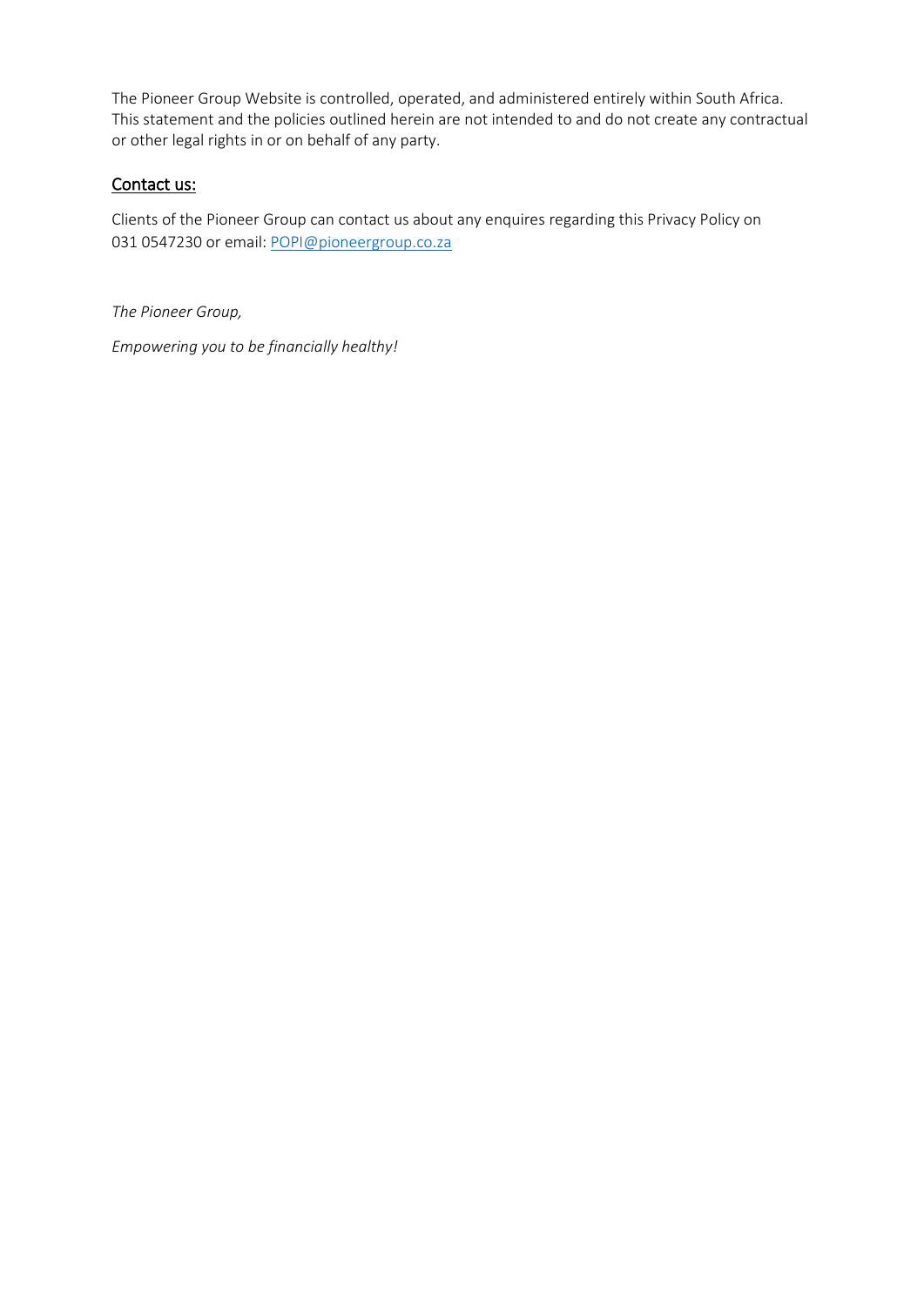The Pioneer Group Website is controlled, operated, and administered entirely within South Africa. This statement and the policies outlined herein are not intended to and do not create any contractual or other legal rights in or on behalf of any party.

## Contact us:

Clients of the Pioneer Group can contact us about any enquires regarding this Privacy Policy on 031 0547230 or email: POPI@pioneergroup.co.za

*The Pioneer Group,*

*Empowering you to be financially healthy!*